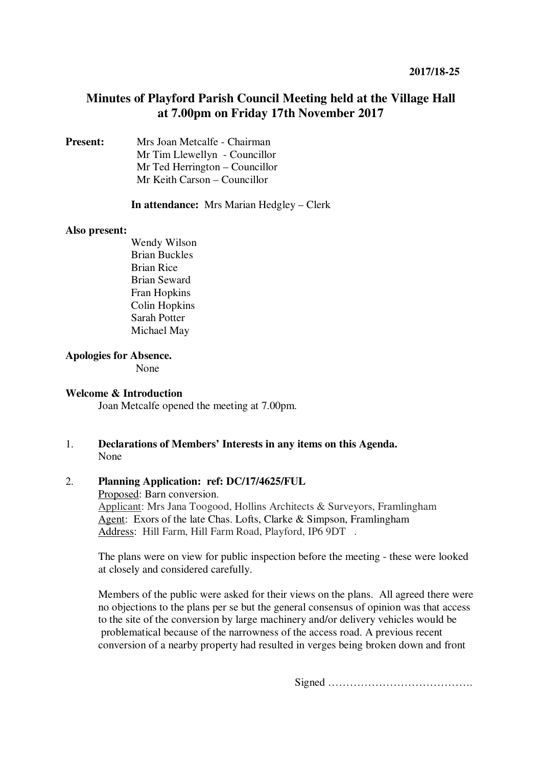2017/18-25

# Minutes of Playford Parish Council Meeting held at the Village Hall at 7.00pm on Friday 17th November 2017

**Present:** Mrs Joan Metcalfe - Chairman
Mr Tim Llewellyn - Councillor
Mr Ted Herrington – Councillor
Mr Keith Carson – Councillor

**In attendance:** Mrs Marian Hedgley – Clerk

**Also present:**
Wendy Wilson
Brian Buckles
Brian Rice
Brian Seward
Fran Hopkins
Colin Hopkins
Sarah Potter
Michael May

**Apologies for Absence.**
None

**Welcome & Introduction**
Joan Metcalfe opened the meeting at 7.00pm.

1. **Declarations of Members' Interests in any items on this Agenda.**
   None

2. **Planning Application: ref: DC/17/4625/FUL**
   Proposed: Barn conversion.
   Applicant: Mrs Jana Toogood, Hollins Architects & Surveyors, Framlingham
   Agent: Exors of the late Chas. Lofts, Clarke & Simpson, Framlingham
   Address: Hill Farm, Hill Farm Road, Playford, IP6 9DT .

   The plans were on view for public inspection before the meeting - these were looked at closely and considered carefully.

   Members of the public were asked for their views on the plans. All agreed there were no objections to the plans per se but the general consensus of opinion was that access to the site of the conversion by large machinery and/or delivery vehicles would be problematical because of the narrowness of the access road. A previous recent conversion of a nearby property had resulted in verges being broken down and front

Signed ………………………………….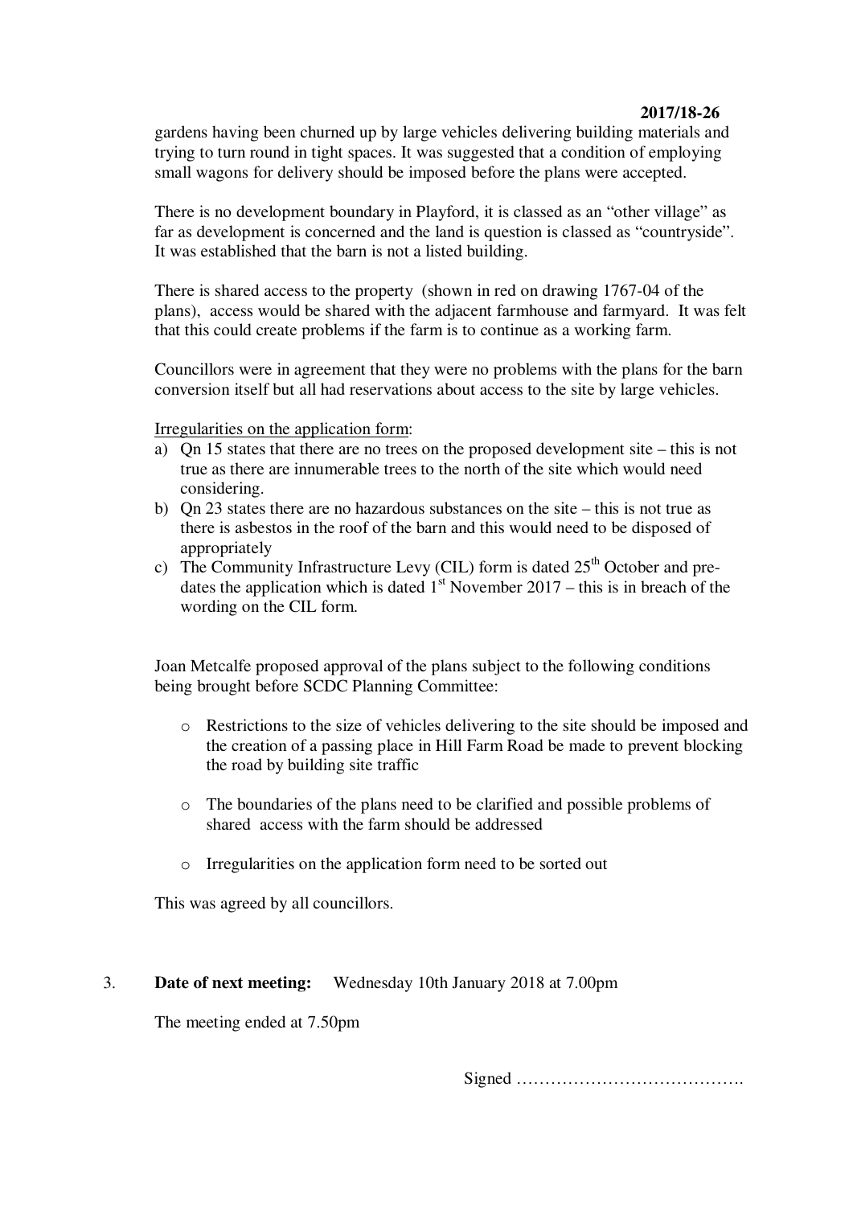2017/18-26

gardens having been churned up by large vehicles delivering building materials and trying to turn round in tight spaces. It was suggested that a condition of employing small wagons for delivery should be imposed before the plans were accepted.

There is no development boundary in Playford, it is classed as an "other village" as far as development is concerned and the land is question is classed as "countryside". It was established that the barn is not a listed building.

There is shared access to the property (shown in red on drawing 1767-04 of the plans), access would be shared with the adjacent farmhouse and farmyard. It was felt that this could create problems if the farm is to continue as a working farm.

Councillors were in agreement that they were no problems with the plans for the barn conversion itself but all had reservations about access to the site by large vehicles.

Irregularities on the application form:

a) Qn 15 states that there are no trees on the proposed development site – this is not true as there are innumerable trees to the north of the site which would need considering.
b) Qn 23 states there are no hazardous substances on the site – this is not true as there is asbestos in the roof of the barn and this would need to be disposed of appropriately
c) The Community Infrastructure Levy (CIL) form is dated 25th October and pre-dates the application which is dated 1st November 2017 – this is in breach of the wording on the CIL form.

Joan Metcalfe proposed approval of the plans subject to the following conditions being brought before SCDC Planning Committee:

- Restrictions to the size of vehicles delivering to the site should be imposed and the creation of a passing place in Hill Farm Road be made to prevent blocking the road by building site traffic
- The boundaries of the plans need to be clarified and possible problems of shared access with the farm should be addressed
- Irregularities on the application form need to be sorted out

This was agreed by all councillors.

3. **Date of next meeting:** Wednesday 10th January 2018 at 7.00pm

The meeting ended at 7.50pm

Signed ………………………………….